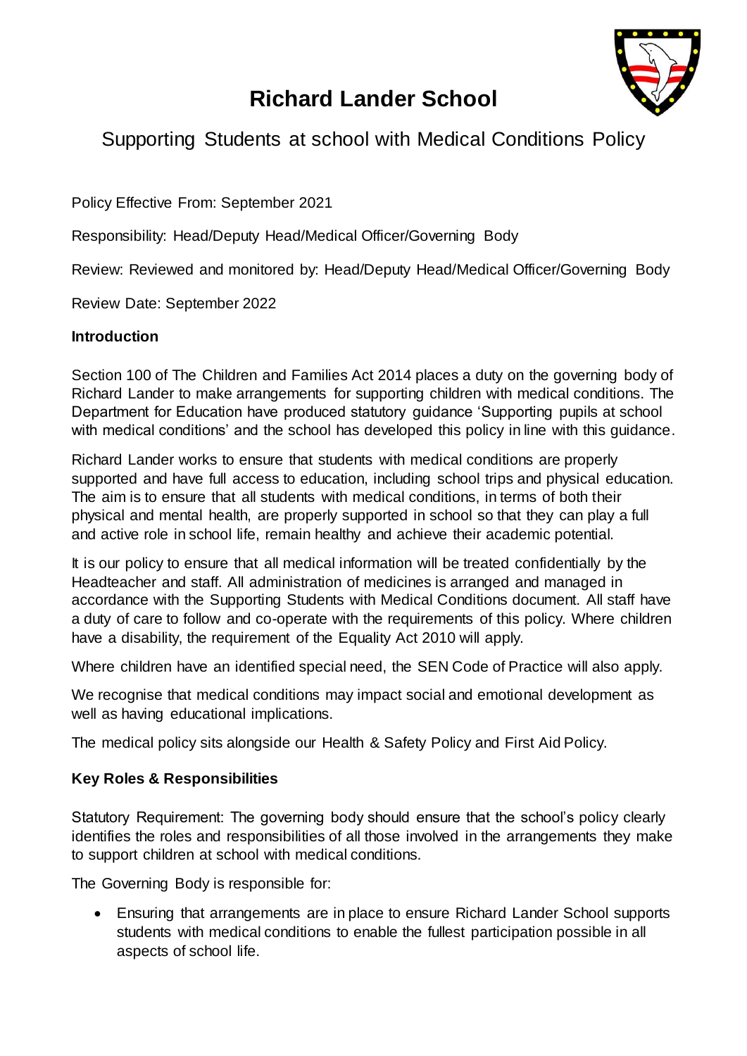# Richard Lander School

## Supporting Students at school with Medical Conditions Policy

Policy Effective From: September 2021

Responsibility: Head/Deputy Head/Medical Officer/Governing Body

Review: Reviewed and monitored by: Head/Deputy Head/Medical Officer/Governing Body

Review Date: September 2022

**Introduction**

Section 100 of The Children and Families Act 2014 places a duty on the governing body of Richard Lander to make arrangements for supporting children with medical conditions. The Department for Education have produced statutory guidance 'Supporting pupils at school with medical conditions' and the school has developed this policy in line with this guidance.

Richard Lander works to ensure that students with medical conditions are properly supported and have full access to education, including school trips and physical education. The aim is to ensure that all students with medical conditions, in terms of both their physical and mental health, are properly supported in school so that they can play a full and active role in school life, remain healthy and achieve their academic potential.

It is our policy to ensure that all medical information will be treated confidentially by the Headteacher and staff. All administration of medicines is arranged and managed in accordance with the Supporting Students with Medical Conditions document. All staff have a duty of care to follow and co-operate with the requirements of this policy. Where children have a disability, the requirement of the Equality Act 2010 will apply.

Where children have an identified special need, the SEN Code of Practice will also apply.

We recognise that medical conditions may impact social and emotional development as well as having educational implications.

The medical policy sits alongside our Health & Safety Policy and First Aid Policy.

**Key Roles & Responsibilities**

Statutory Requirement: The governing body should ensure that the school's policy clearly identifies the roles and responsibilities of all those involved in the arrangements they make to support children at school with medical conditions.

The Governing Body is responsible for:

- Ensuring that arrangements are in place to ensure Richard Lander School supports students with medical conditions to enable the fullest participation possible in all aspects of school life.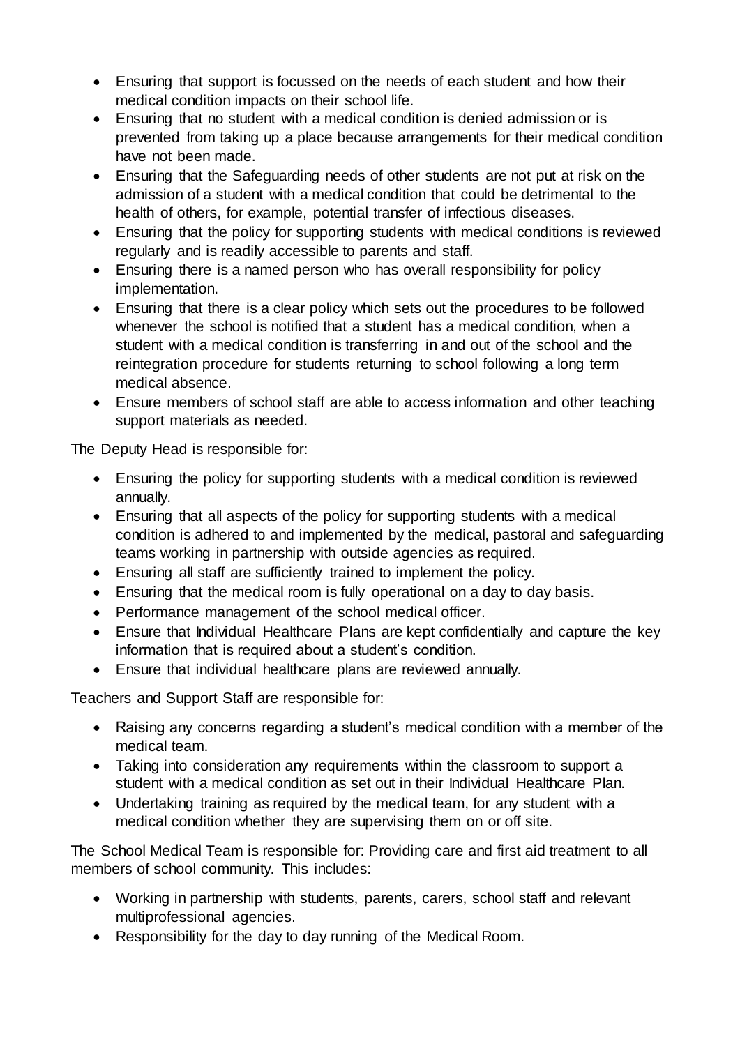- Ensuring that support is focussed on the needs of each student and how their medical condition impacts on their school life.
- Ensuring that no student with a medical condition is denied admission or is prevented from taking up a place because arrangements for their medical condition have not been made.
- Ensuring that the Safeguarding needs of other students are not put at risk on the admission of a student with a medical condition that could be detrimental to the health of others, for example, potential transfer of infectious diseases.
- Ensuring that the policy for supporting students with medical conditions is reviewed regularly and is readily accessible to parents and staff.
- Ensuring there is a named person who has overall responsibility for policy implementation.
- Ensuring that there is a clear policy which sets out the procedures to be followed whenever the school is notified that a student has a medical condition, when a student with a medical condition is transferring in and out of the school and the reintegration procedure for students returning to school following a long term medical absence.
- Ensure members of school staff are able to access information and other teaching support materials as needed.

The Deputy Head is responsible for:

- Ensuring the policy for supporting students with a medical condition is reviewed annually.
- Ensuring that all aspects of the policy for supporting students with a medical condition is adhered to and implemented by the medical, pastoral and safeguarding teams working in partnership with outside agencies as required.
- Ensuring all staff are sufficiently trained to implement the policy.
- Ensuring that the medical room is fully operational on a day to day basis.
- Performance management of the school medical officer.
- Ensure that Individual Healthcare Plans are kept confidentially and capture the key information that is required about a student's condition.
- Ensure that individual healthcare plans are reviewed annually.

Teachers and Support Staff are responsible for:

- Raising any concerns regarding a student's medical condition with a member of the medical team.
- Taking into consideration any requirements within the classroom to support a student with a medical condition as set out in their Individual Healthcare Plan.
- Undertaking training as required by the medical team, for any student with a medical condition whether they are supervising them on or off site.

The School Medical Team is responsible for: Providing care and first aid treatment to all members of school community. This includes:

- Working in partnership with students, parents, carers, school staff and relevant multiprofessional agencies.
- Responsibility for the day to day running of the Medical Room.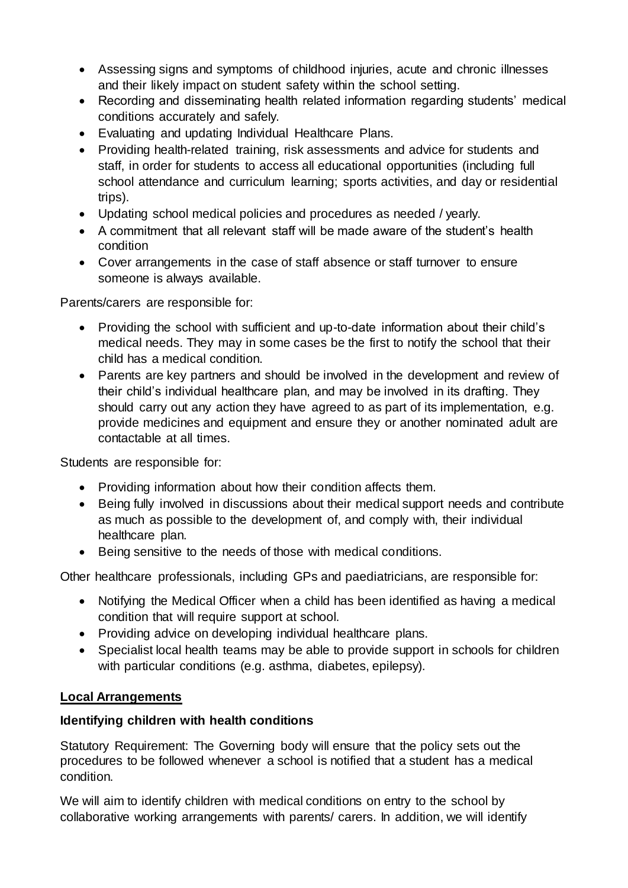- Assessing signs and symptoms of childhood injuries, acute and chronic illnesses and their likely impact on student safety within the school setting.
- Recording and disseminating health related information regarding students' medical conditions accurately and safely.
- Evaluating and updating Individual Healthcare Plans.
- Providing health-related training, risk assessments and advice for students and staff, in order for students to access all educational opportunities (including full school attendance and curriculum learning; sports activities, and day or residential trips).
- Updating school medical policies and procedures as needed / yearly.
- A commitment that all relevant staff will be made aware of the student's health condition
- Cover arrangements in the case of staff absence or staff turnover to ensure someone is always available.

Parents/carers are responsible for:

- Providing the school with sufficient and up-to-date information about their child's medical needs. They may in some cases be the first to notify the school that their child has a medical condition.
- Parents are key partners and should be involved in the development and review of their child's individual healthcare plan, and may be involved in its drafting. They should carry out any action they have agreed to as part of its implementation, e.g. provide medicines and equipment and ensure they or another nominated adult are contactable at all times.

Students are responsible for:

- Providing information about how their condition affects them.
- Being fully involved in discussions about their medical support needs and contribute as much as possible to the development of, and comply with, their individual healthcare plan.
- Being sensitive to the needs of those with medical conditions.

Other healthcare professionals, including GPs and paediatricians, are responsible for:

- Notifying the Medical Officer when a child has been identified as having a medical condition that will require support at school.
- Providing advice on developing individual healthcare plans.
- Specialist local health teams may be able to provide support in schools for children with particular conditions (e.g. asthma, diabetes, epilepsy).

## Local Arrangements

### Identifying children with health conditions

Statutory Requirement: The Governing body will ensure that the policy sets out the procedures to be followed whenever a school is notified that a student has a medical condition.

We will aim to identify children with medical conditions on entry to the school by collaborative working arrangements with parents/ carers. In addition, we will identify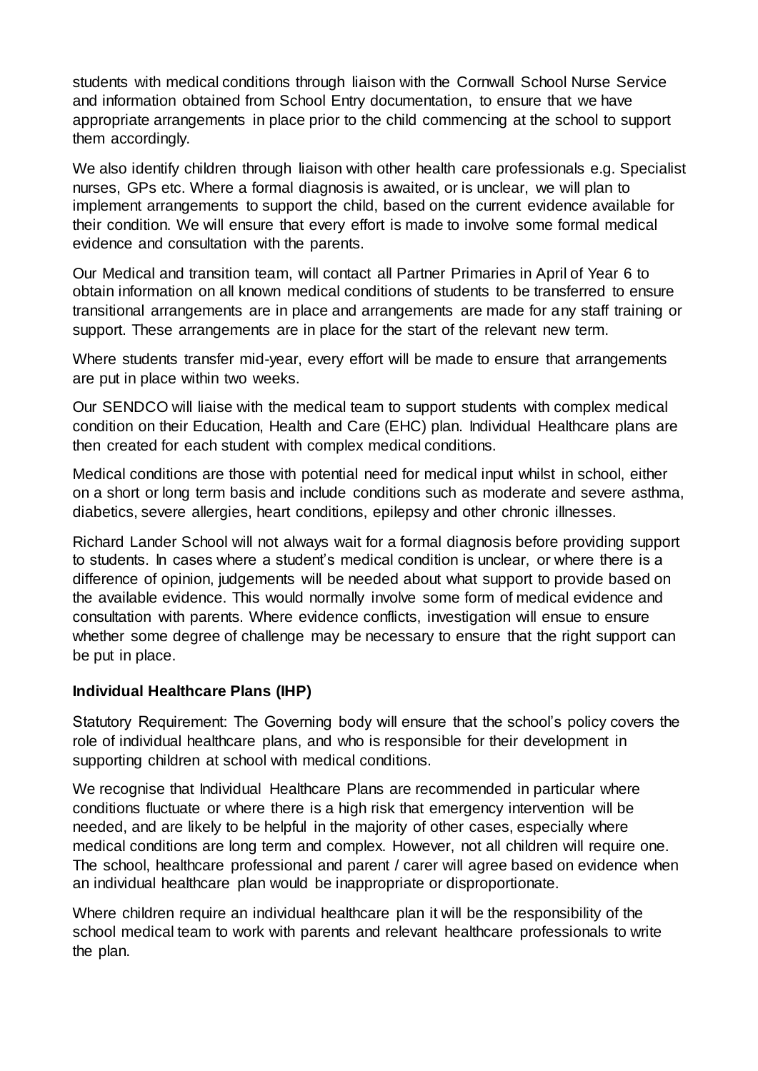students with medical conditions through liaison with the Cornwall School Nurse Service and information obtained from School Entry documentation, to ensure that we have appropriate arrangements in place prior to the child commencing at the school to support them accordingly.

We also identify children through liaison with other health care professionals e.g. Specialist nurses, GPs etc. Where a formal diagnosis is awaited, or is unclear, we will plan to implement arrangements to support the child, based on the current evidence available for their condition. We will ensure that every effort is made to involve some formal medical evidence and consultation with the parents.

Our Medical and transition team, will contact all Partner Primaries in April of Year 6 to obtain information on all known medical conditions of students to be transferred to ensure transitional arrangements are in place and arrangements are made for any staff training or support. These arrangements are in place for the start of the relevant new term.

Where students transfer mid-year, every effort will be made to ensure that arrangements are put in place within two weeks.

Our SENDCO will liaise with the medical team to support students with complex medical condition on their Education, Health and Care (EHC) plan. Individual Healthcare plans are then created for each student with complex medical conditions.

Medical conditions are those with potential need for medical input whilst in school, either on a short or long term basis and include conditions such as moderate and severe asthma, diabetics, severe allergies, heart conditions, epilepsy and other chronic illnesses.

Richard Lander School will not always wait for a formal diagnosis before providing support to students. In cases where a student's medical condition is unclear, or where there is a difference of opinion, judgements will be needed about what support to provide based on the available evidence. This would normally involve some form of medical evidence and consultation with parents. Where evidence conflicts, investigation will ensue to ensure whether some degree of challenge may be necessary to ensure that the right support can be put in place.

**Individual Healthcare Plans (IHP)**

Statutory Requirement: The Governing body will ensure that the school's policy covers the role of individual healthcare plans, and who is responsible for their development in supporting children at school with medical conditions.

We recognise that Individual Healthcare Plans are recommended in particular where conditions fluctuate or where there is a high risk that emergency intervention will be needed, and are likely to be helpful in the majority of other cases, especially where medical conditions are long term and complex. However, not all children will require one. The school, healthcare professional and parent / carer will agree based on evidence when an individual healthcare plan would be inappropriate or disproportionate.

Where children require an individual healthcare plan it will be the responsibility of the school medical team to work with parents and relevant healthcare professionals to write the plan.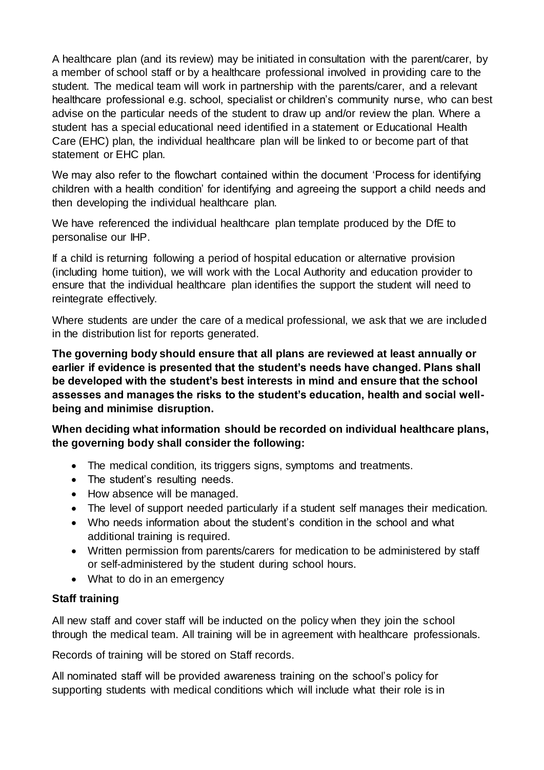A healthcare plan (and its review) may be initiated in consultation with the parent/carer, by a member of school staff or by a healthcare professional involved in providing care to the student. The medical team will work in partnership with the parents/carer, and a relevant healthcare professional e.g. school, specialist or children's community nurse, who can best advise on the particular needs of the student to draw up and/or review the plan. Where a student has a special educational need identified in a statement or Educational Health Care (EHC) plan, the individual healthcare plan will be linked to or become part of that statement or EHC plan.

We may also refer to the flowchart contained within the document 'Process for identifying children with a health condition' for identifying and agreeing the support a child needs and then developing the individual healthcare plan.

We have referenced the individual healthcare plan template produced by the DfE to personalise our IHP.

If a child is returning following a period of hospital education or alternative provision (including home tuition), we will work with the Local Authority and education provider to ensure that the individual healthcare plan identifies the support the student will need to reintegrate effectively.

Where students are under the care of a medical professional, we ask that we are included in the distribution list for reports generated.

**The governing body should ensure that all plans are reviewed at least annually or earlier if evidence is presented that the student's needs have changed. Plans shall be developed with the student's best interests in mind and ensure that the school assesses and manages the risks to the student's education, health and social well-being and minimise disruption.**

**When deciding what information should be recorded on individual healthcare plans, the governing body shall consider the following:**

- The medical condition, its triggers signs, symptoms and treatments.
- The student's resulting needs.
- How absence will be managed.
- The level of support needed particularly if a student self manages their medication.
- Who needs information about the student's condition in the school and what additional training is required.
- Written permission from parents/carers for medication to be administered by staff or self-administered by the student during school hours.
- What to do in an emergency

**Staff training**

All new staff and cover staff will be inducted on the policy when they join the school through the medical team. All training will be in agreement with healthcare professionals.

Records of training will be stored on Staff records.

All nominated staff will be provided awareness training on the school's policy for supporting students with medical conditions which will include what their role is in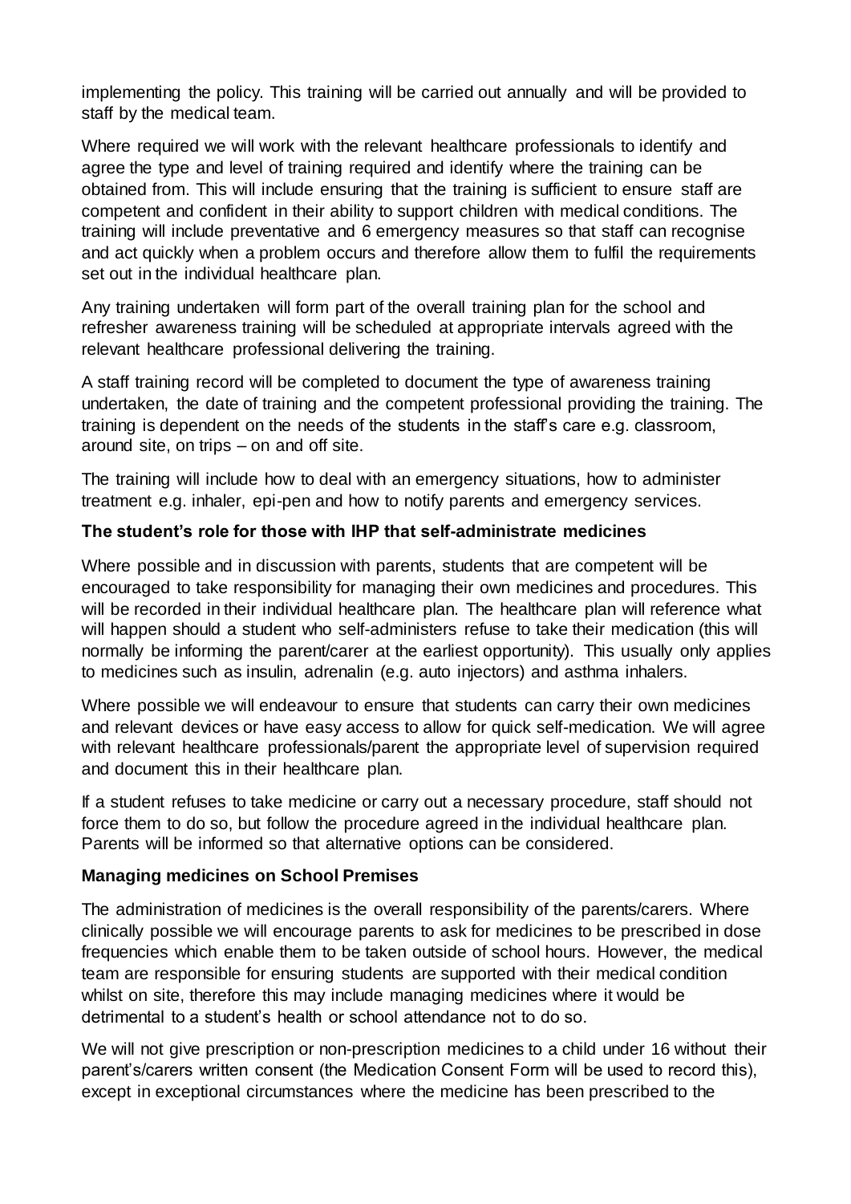implementing the policy. This training will be carried out annually and will be provided to staff by the medical team.

Where required we will work with the relevant healthcare professionals to identify and agree the type and level of training required and identify where the training can be obtained from. This will include ensuring that the training is sufficient to ensure staff are competent and confident in their ability to support children with medical conditions. The training will include preventative and 6 emergency measures so that staff can recognise and act quickly when a problem occurs and therefore allow them to fulfil the requirements set out in the individual healthcare plan.

Any training undertaken will form part of the overall training plan for the school and refresher awareness training will be scheduled at appropriate intervals agreed with the relevant healthcare professional delivering the training.

A staff training record will be completed to document the type of awareness training undertaken, the date of training and the competent professional providing the training. The training is dependent on the needs of the students in the staff's care e.g. classroom, around site, on trips – on and off site.

The training will include how to deal with an emergency situations, how to administer treatment e.g. inhaler, epi-pen and how to notify parents and emergency services.

**The student's role for those with IHP that self-administrate medicines**

Where possible and in discussion with parents, students that are competent will be encouraged to take responsibility for managing their own medicines and procedures. This will be recorded in their individual healthcare plan. The healthcare plan will reference what will happen should a student who self-administers refuse to take their medication (this will normally be informing the parent/carer at the earliest opportunity). This usually only applies to medicines such as insulin, adrenalin (e.g. auto injectors) and asthma inhalers.

Where possible we will endeavour to ensure that students can carry their own medicines and relevant devices or have easy access to allow for quick self-medication. We will agree with relevant healthcare professionals/parent the appropriate level of supervision required and document this in their healthcare plan.

If a student refuses to take medicine or carry out a necessary procedure, staff should not force them to do so, but follow the procedure agreed in the individual healthcare plan. Parents will be informed so that alternative options can be considered.

**Managing medicines on School Premises**

The administration of medicines is the overall responsibility of the parents/carers. Where clinically possible we will encourage parents to ask for medicines to be prescribed in dose frequencies which enable them to be taken outside of school hours. However, the medical team are responsible for ensuring students are supported with their medical condition whilst on site, therefore this may include managing medicines where it would be detrimental to a student's health or school attendance not to do so.

We will not give prescription or non-prescription medicines to a child under 16 without their parent's/carers written consent (the Medication Consent Form will be used to record this), except in exceptional circumstances where the medicine has been prescribed to the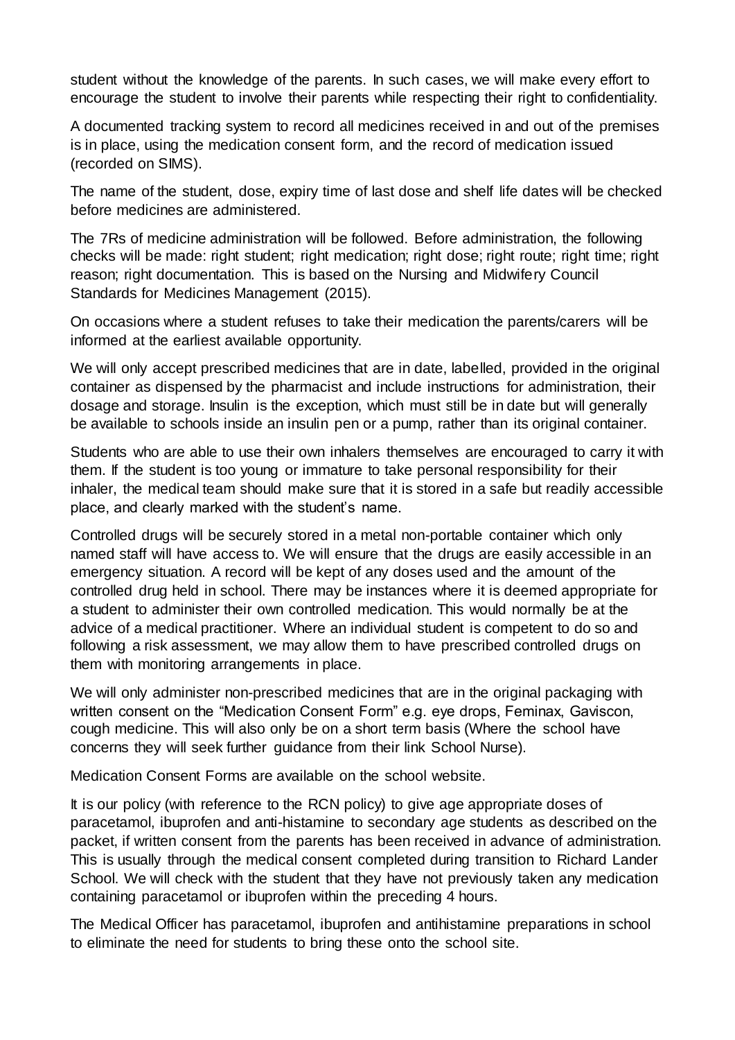student without the knowledge of the parents. In such cases, we will make every effort to encourage the student to involve their parents while respecting their right to confidentiality.

A documented tracking system to record all medicines received in and out of the premises is in place, using the medication consent form, and the record of medication issued (recorded on SIMS).

The name of the student, dose, expiry time of last dose and shelf life dates will be checked before medicines are administered.

The 7Rs of medicine administration will be followed. Before administration, the following checks will be made: right student; right medication; right dose; right route; right time; right reason; right documentation. This is based on the Nursing and Midwifery Council Standards for Medicines Management (2015).

On occasions where a student refuses to take their medication the parents/carers will be informed at the earliest available opportunity.

We will only accept prescribed medicines that are in date, labelled, provided in the original container as dispensed by the pharmacist and include instructions for administration, their dosage and storage. Insulin is the exception, which must still be in date but will generally be available to schools inside an insulin pen or a pump, rather than its original container.

Students who are able to use their own inhalers themselves are encouraged to carry it with them. If the student is too young or immature to take personal responsibility for their inhaler, the medical team should make sure that it is stored in a safe but readily accessible place, and clearly marked with the student's name.

Controlled drugs will be securely stored in a metal non-portable container which only named staff will have access to. We will ensure that the drugs are easily accessible in an emergency situation. A record will be kept of any doses used and the amount of the controlled drug held in school. There may be instances where it is deemed appropriate for a student to administer their own controlled medication. This would normally be at the advice of a medical practitioner. Where an individual student is competent to do so and following a risk assessment, we may allow them to have prescribed controlled drugs on them with monitoring arrangements in place.

We will only administer non-prescribed medicines that are in the original packaging with written consent on the "Medication Consent Form" e.g. eye drops, Feminax, Gaviscon, cough medicine. This will also only be on a short term basis (Where the school have concerns they will seek further guidance from their link School Nurse).

Medication Consent Forms are available on the school website.

It is our policy (with reference to the RCN policy) to give age appropriate doses of paracetamol, ibuprofen and anti-histamine to secondary age students as described on the packet, if written consent from the parents has been received in advance of administration. This is usually through the medical consent completed during transition to Richard Lander School. We will check with the student that they have not previously taken any medication containing paracetamol or ibuprofen within the preceding 4 hours.

The Medical Officer has paracetamol, ibuprofen and antihistamine preparations in school to eliminate the need for students to bring these onto the school site.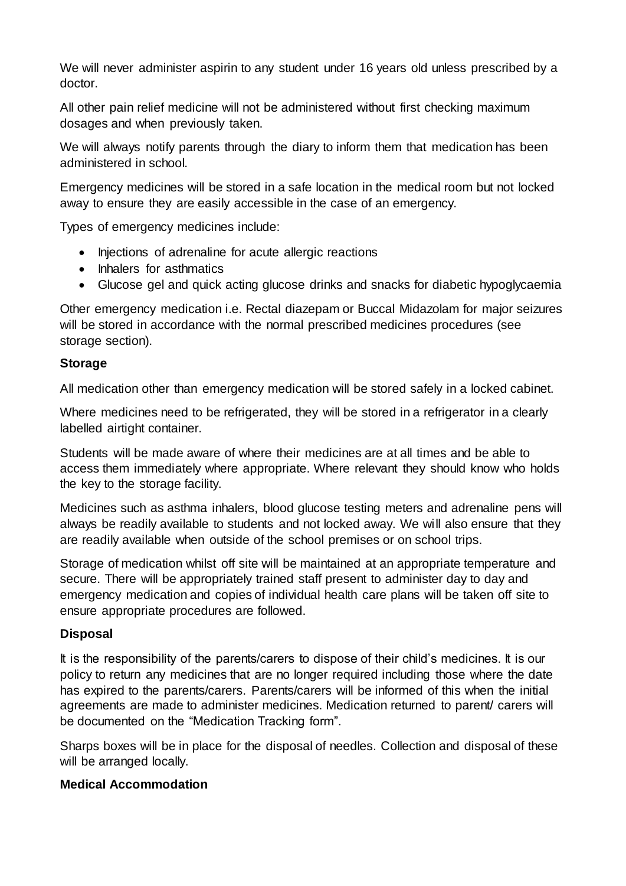We will never administer aspirin to any student under 16 years old unless prescribed by a doctor.

All other pain relief medicine will not be administered without first checking maximum dosages and when previously taken.

We will always notify parents through the diary to inform them that medication has been administered in school.

Emergency medicines will be stored in a safe location in the medical room but not locked away to ensure they are easily accessible in the case of an emergency.

Types of emergency medicines include:

- Injections of adrenaline for acute allergic reactions
- Inhalers for asthmatics
- Glucose gel and quick acting glucose drinks and snacks for diabetic hypoglycaemia

Other emergency medication i.e. Rectal diazepam or Buccal Midazolam for major seizures will be stored in accordance with the normal prescribed medicines procedures (see storage section).

**Storage**

All medication other than emergency medication will be stored safely in a locked cabinet.

Where medicines need to be refrigerated, they will be stored in a refrigerator in a clearly labelled airtight container.

Students will be made aware of where their medicines are at all times and be able to access them immediately where appropriate. Where relevant they should know who holds the key to the storage facility.

Medicines such as asthma inhalers, blood glucose testing meters and adrenaline pens will always be readily available to students and not locked away. We will also ensure that they are readily available when outside of the school premises or on school trips.

Storage of medication whilst off site will be maintained at an appropriate temperature and secure. There will be appropriately trained staff present to administer day to day and emergency medication and copies of individual health care plans will be taken off site to ensure appropriate procedures are followed.

**Disposal**

It is the responsibility of the parents/carers to dispose of their child's medicines. It is our policy to return any medicines that are no longer required including those where the date has expired to the parents/carers. Parents/carers will be informed of this when the initial agreements are made to administer medicines. Medication returned to parent/ carers will be documented on the "Medication Tracking form".

Sharps boxes will be in place for the disposal of needles. Collection and disposal of these will be arranged locally.

**Medical Accommodation**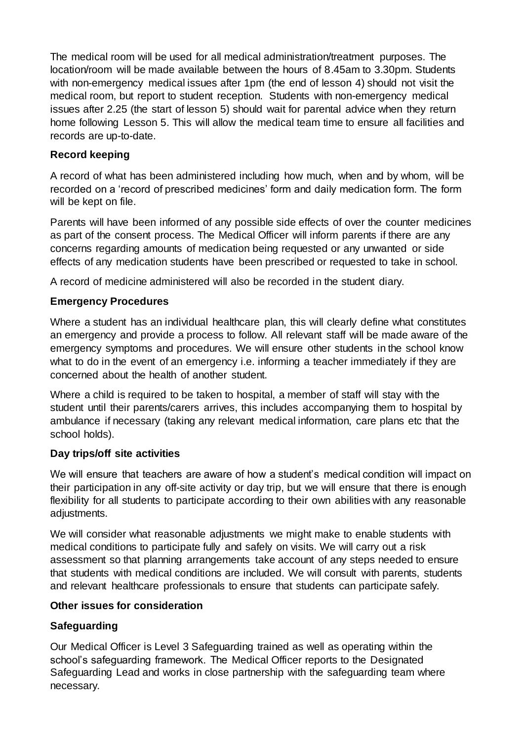The medical room will be used for all medical administration/treatment purposes. The location/room will be made available between the hours of 8.45am to 3.30pm. Students with non-emergency medical issues after 1pm (the end of lesson 4) should not visit the medical room, but report to student reception. Students with non-emergency medical issues after 2.25 (the start of lesson 5) should wait for parental advice when they return home following Lesson 5. This will allow the medical team time to ensure all facilities and records are up-to-date.

**Record keeping**

A record of what has been administered including how much, when and by whom, will be recorded on a 'record of prescribed medicines' form and daily medication form. The form will be kept on file.

Parents will have been informed of any possible side effects of over the counter medicines as part of the consent process. The Medical Officer will inform parents if there are any concerns regarding amounts of medication being requested or any unwanted or side effects of any medication students have been prescribed or requested to take in school.

A record of medicine administered will also be recorded in the student diary.

**Emergency Procedures**

Where a student has an individual healthcare plan, this will clearly define what constitutes an emergency and provide a process to follow. All relevant staff will be made aware of the emergency symptoms and procedures. We will ensure other students in the school know what to do in the event of an emergency i.e. informing a teacher immediately if they are concerned about the health of another student.

Where a child is required to be taken to hospital, a member of staff will stay with the student until their parents/carers arrives, this includes accompanying them to hospital by ambulance if necessary (taking any relevant medical information, care plans etc that the school holds).

**Day trips/off site activities**

We will ensure that teachers are aware of how a student's medical condition will impact on their participation in any off-site activity or day trip, but we will ensure that there is enough flexibility for all students to participate according to their own abilities with any reasonable adjustments.

We will consider what reasonable adjustments we might make to enable students with medical conditions to participate fully and safely on visits. We will carry out a risk assessment so that planning arrangements take account of any steps needed to ensure that students with medical conditions are included. We will consult with parents, students and relevant healthcare professionals to ensure that students can participate safely.

**Other issues for consideration**

**Safeguarding**

Our Medical Officer is Level 3 Safeguarding trained as well as operating within the school's safeguarding framework. The Medical Officer reports to the Designated Safeguarding Lead and works in close partnership with the safeguarding team where necessary.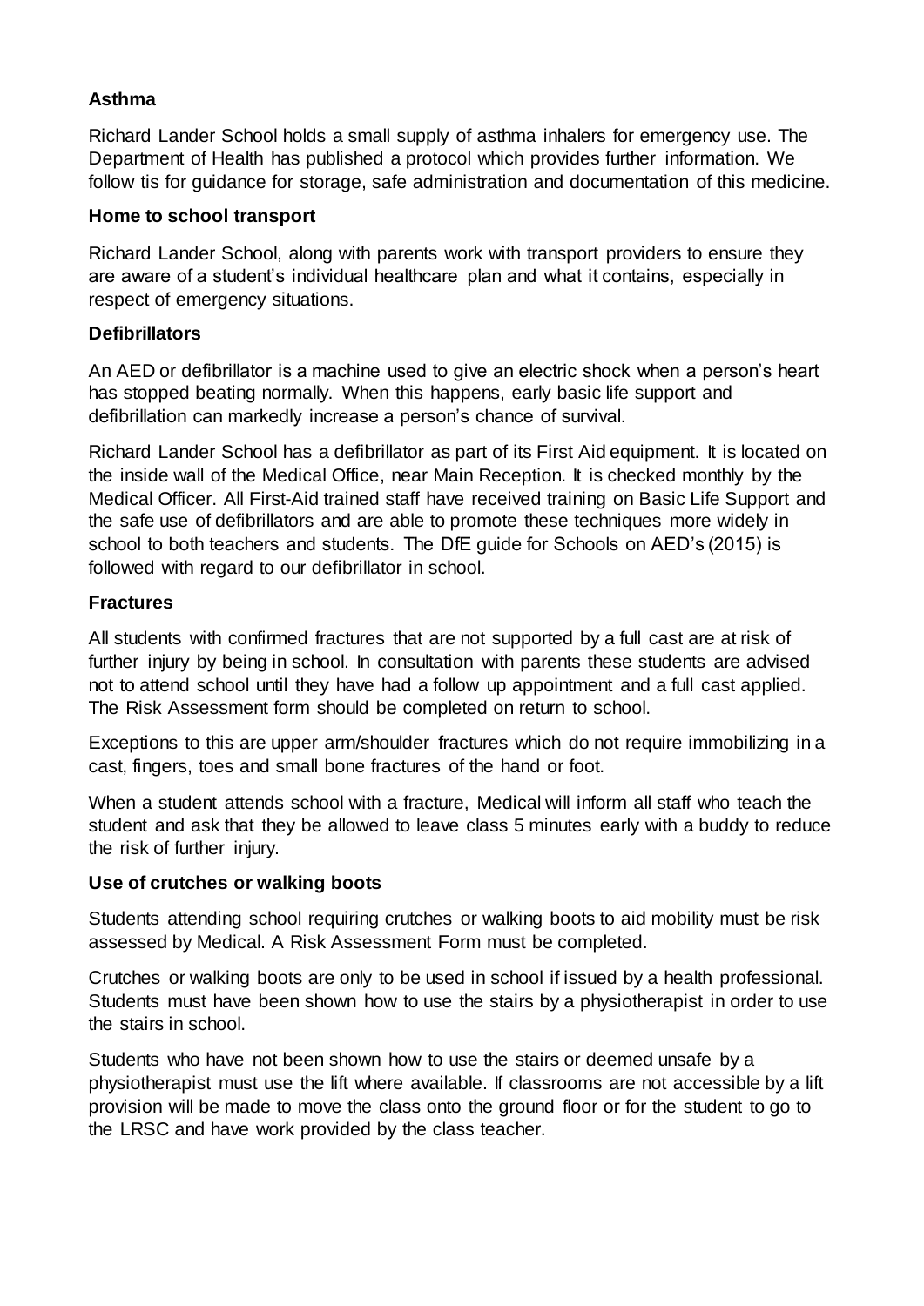**Asthma**

Richard Lander School holds a small supply of asthma inhalers for emergency use. The Department of Health has published a protocol which provides further information. We follow tis for guidance for storage, safe administration and documentation of this medicine.

**Home to school transport**

Richard Lander School, along with parents work with transport providers to ensure they are aware of a student's individual healthcare plan and what it contains, especially in respect of emergency situations.

**Defibrillators**

An AED or defibrillator is a machine used to give an electric shock when a person's heart has stopped beating normally. When this happens, early basic life support and defibrillation can markedly increase a person's chance of survival.

Richard Lander School has a defibrillator as part of its First Aid equipment. It is located on the inside wall of the Medical Office, near Main Reception. It is checked monthly by the Medical Officer. All First-Aid trained staff have received training on Basic Life Support and the safe use of defibrillators and are able to promote these techniques more widely in school to both teachers and students. The DfE guide for Schools on AED's (2015) is followed with regard to our defibrillator in school.

**Fractures**

All students with confirmed fractures that are not supported by a full cast are at risk of further injury by being in school. In consultation with parents these students are advised not to attend school until they have had a follow up appointment and a full cast applied. The Risk Assessment form should be completed on return to school.

Exceptions to this are upper arm/shoulder fractures which do not require immobilizing in a cast, fingers, toes and small bone fractures of the hand or foot.

When a student attends school with a fracture, Medical will inform all staff who teach the student and ask that they be allowed to leave class 5 minutes early with a buddy to reduce the risk of further injury.

**Use of crutches or walking boots**

Students attending school requiring crutches or walking boots to aid mobility must be risk assessed by Medical. A Risk Assessment Form must be completed.

Crutches or walking boots are only to be used in school if issued by a health professional. Students must have been shown how to use the stairs by a physiotherapist in order to use the stairs in school.

Students who have not been shown how to use the stairs or deemed unsafe by a physiotherapist must use the lift where available. If classrooms are not accessible by a lift provision will be made to move the class onto the ground floor or for the student to go to the LRSC and have work provided by the class teacher.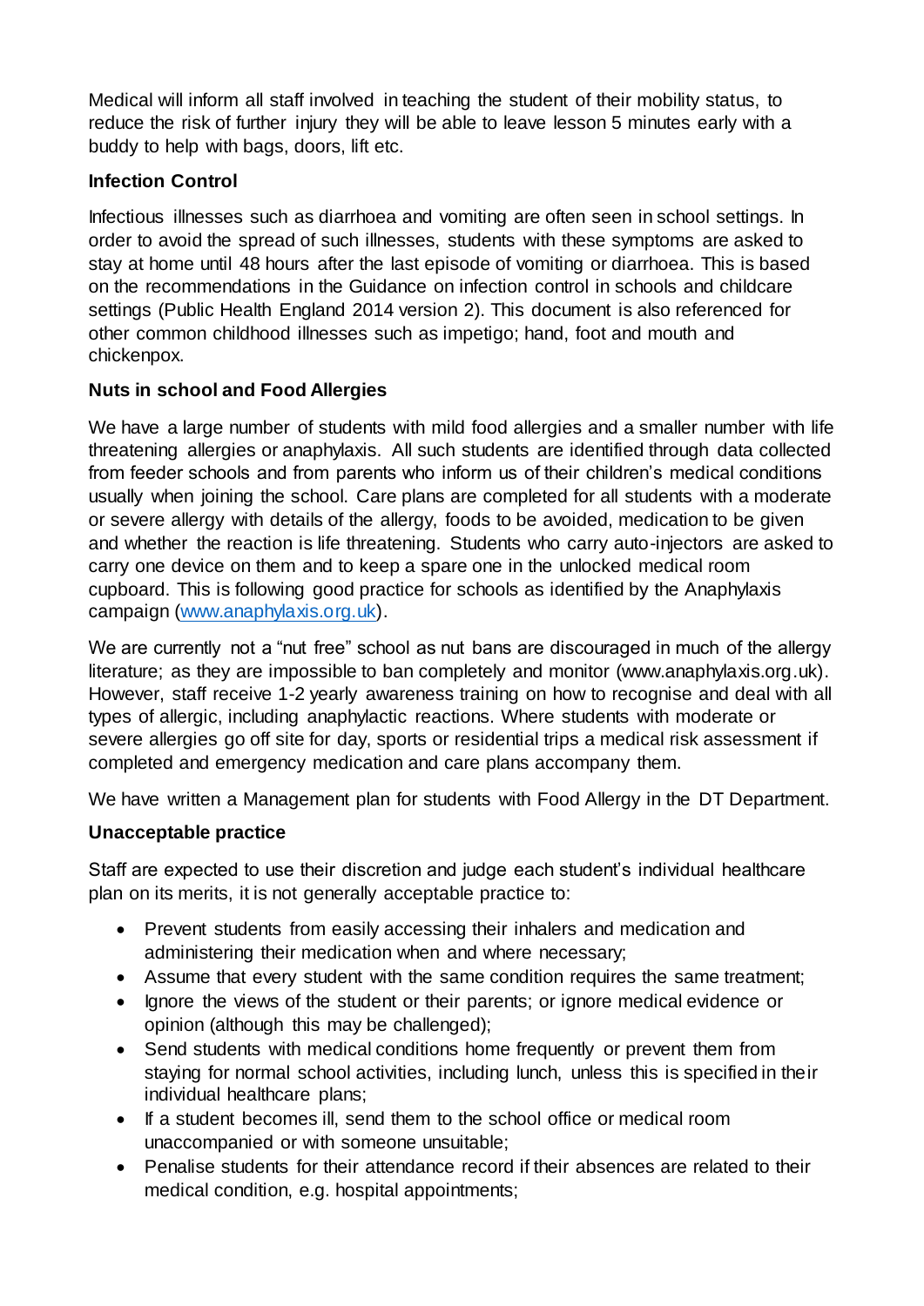Medical will inform all staff involved in teaching the student of their mobility status, to reduce the risk of further injury they will be able to leave lesson 5 minutes early with a buddy to help with bags, doors, lift etc.

**Infection Control**

Infectious illnesses such as diarrhoea and vomiting are often seen in school settings. In order to avoid the spread of such illnesses, students with these symptoms are asked to stay at home until 48 hours after the last episode of vomiting or diarrhoea. This is based on the recommendations in the Guidance on infection control in schools and childcare settings (Public Health England 2014 version 2). This document is also referenced for other common childhood illnesses such as impetigo; hand, foot and mouth and chickenpox.

**Nuts in school and Food Allergies**

We have a large number of students with mild food allergies and a smaller number with life threatening allergies or anaphylaxis. All such students are identified through data collected from feeder schools and from parents who inform us of their children's medical conditions usually when joining the school. Care plans are completed for all students with a moderate or severe allergy with details of the allergy, foods to be avoided, medication to be given and whether the reaction is life threatening. Students who carry auto-injectors are asked to carry one device on them and to keep a spare one in the unlocked medical room cupboard. This is following good practice for schools as identified by the Anaphylaxis campaign ([www.anaphylaxis.org.uk](www.anaphylaxis.org.uk)).

We are currently not a "nut free" school as nut bans are discouraged in much of the allergy literature; as they are impossible to ban completely and monitor (www.anaphylaxis.org.uk). However, staff receive 1-2 yearly awareness training on how to recognise and deal with all types of allergic, including anaphylactic reactions. Where students with moderate or severe allergies go off site for day, sports or residential trips a medical risk assessment if completed and emergency medication and care plans accompany them.

We have written a Management plan for students with Food Allergy in the DT Department.

**Unacceptable practice**

Staff are expected to use their discretion and judge each student's individual healthcare plan on its merits, it is not generally acceptable practice to:

- Prevent students from easily accessing their inhalers and medication and administering their medication when and where necessary;
- Assume that every student with the same condition requires the same treatment;
- Ignore the views of the student or their parents; or ignore medical evidence or opinion (although this may be challenged);
- Send students with medical conditions home frequently or prevent them from staying for normal school activities, including lunch, unless this is specified in their individual healthcare plans;
- If a student becomes ill, send them to the school office or medical room unaccompanied or with someone unsuitable;
- Penalise students for their attendance record if their absences are related to their medical condition, e.g. hospital appointments;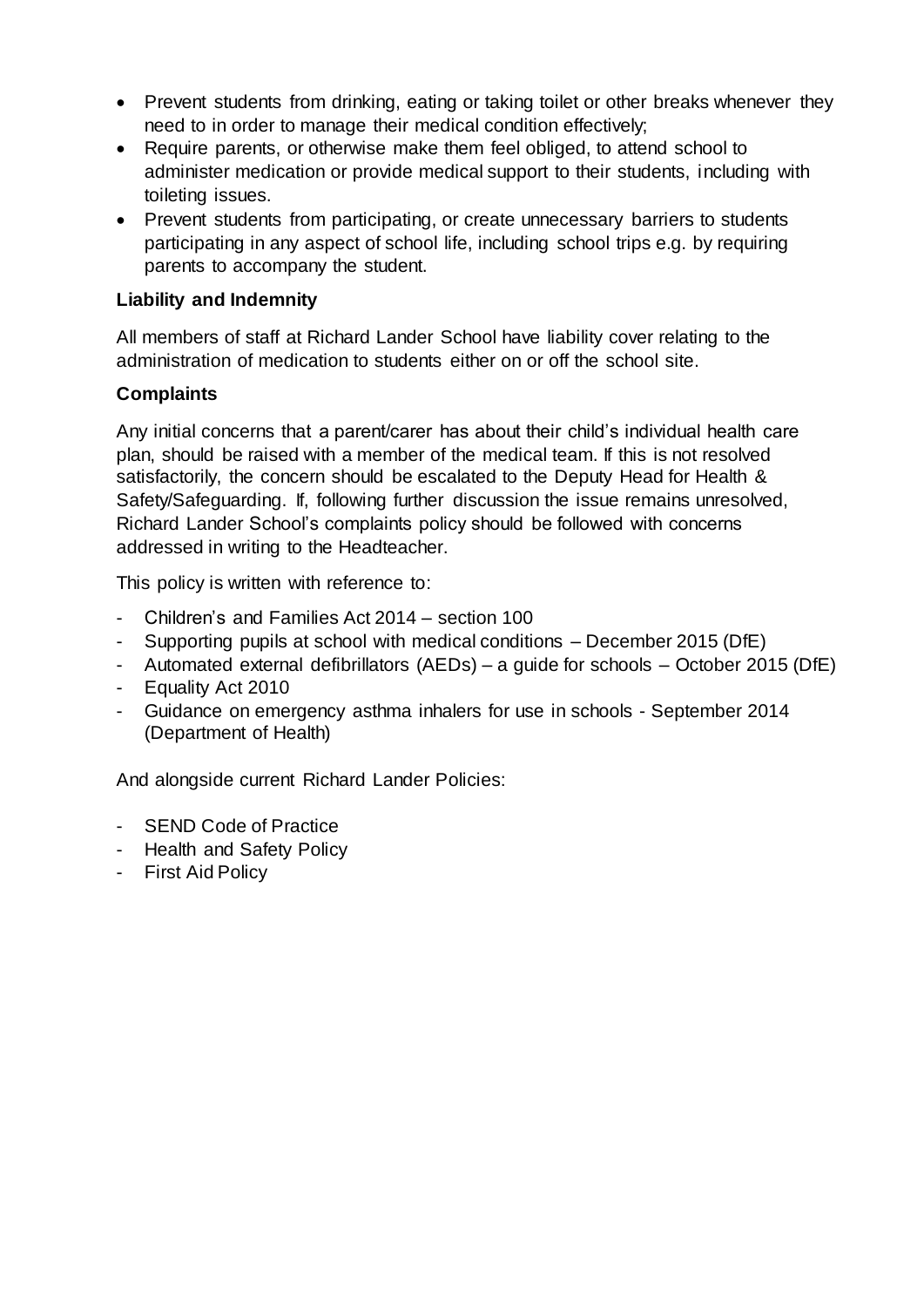- Prevent students from drinking, eating or taking toilet or other breaks whenever they need to in order to manage their medical condition effectively;
- Require parents, or otherwise make them feel obliged, to attend school to administer medication or provide medical support to their students, including with toileting issues.
- Prevent students from participating, or create unnecessary barriers to students participating in any aspect of school life, including school trips e.g. by requiring parents to accompany the student.

**Liability and Indemnity**

All members of staff at Richard Lander School have liability cover relating to the administration of medication to students either on or off the school site.

**Complaints**

Any initial concerns that a parent/carer has about their child's individual health care plan, should be raised with a member of the medical team. If this is not resolved satisfactorily, the concern should be escalated to the Deputy Head for Health & Safety/Safeguarding. If, following further discussion the issue remains unresolved, Richard Lander School's complaints policy should be followed with concerns addressed in writing to the Headteacher.

This policy is written with reference to:

- Children's and Families Act 2014 – section 100
- Supporting pupils at school with medical conditions – December 2015 (DfE)
- Automated external defibrillators (AEDs) – a guide for schools – October 2015 (DfE)
- Equality Act 2010
- Guidance on emergency asthma inhalers for use in schools - September 2014 (Department of Health)

And alongside current Richard Lander Policies:

- SEND Code of Practice
- Health and Safety Policy
- First Aid Policy